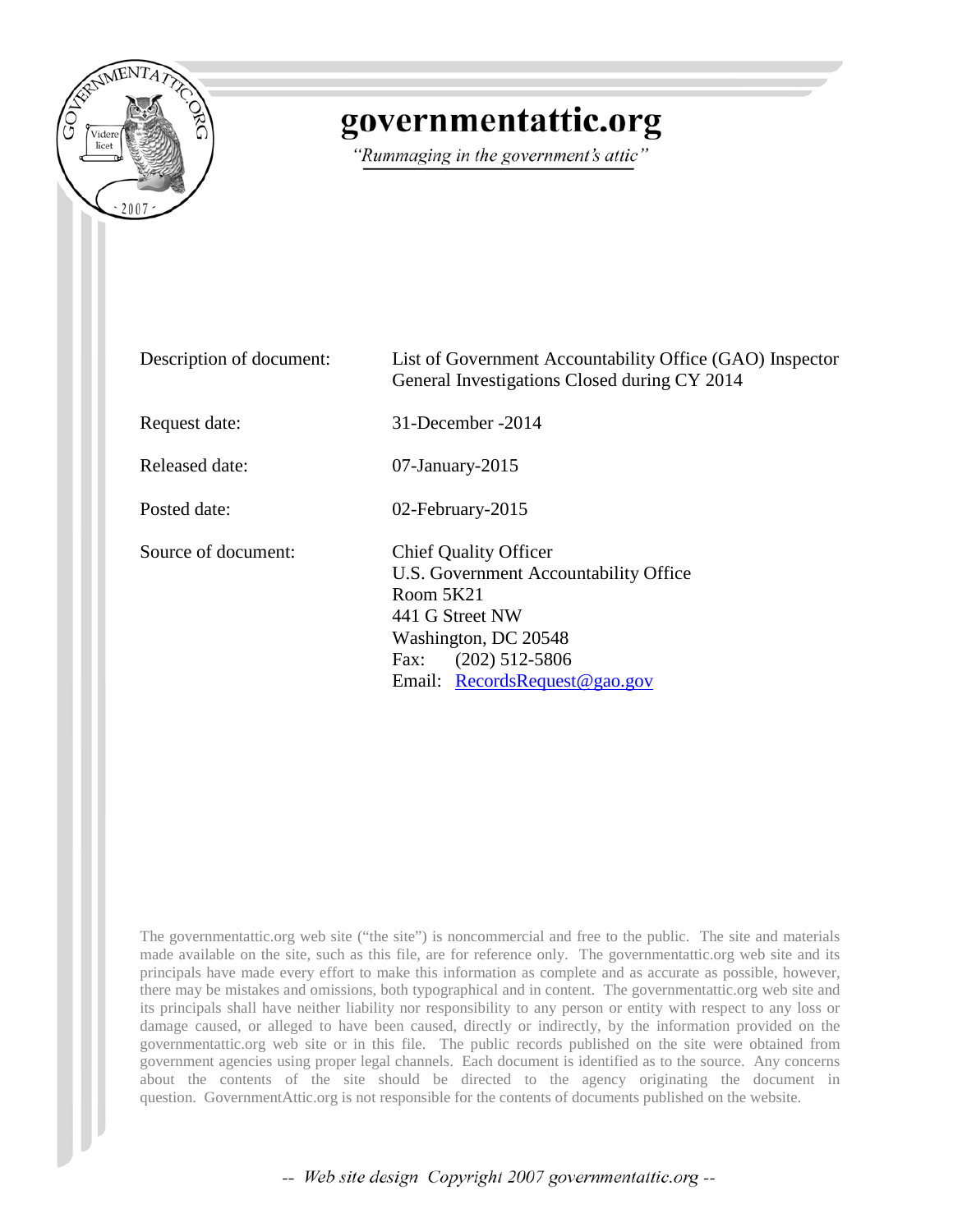# governmentattic.org

*"Rummaging in the government's attic"*

| | |
|---|---|
| Description of document: | List of Government Accountability Office (GAO) Inspector General Investigations Closed during CY 2014 |
| Request date: | 31-December -2014 |
| Released date: | 07-January-2015 |
| Posted date: | 02-February-2015 |
| Source of document: | Chief Quality Officer<br>U.S. Government Accountability Office<br>Room 5K21<br>441 G Street NW<br>Washington, DC 20548<br>Fax: (202) 512-5806<br>Email: RecordsRequest@gao.gov |

The governmentattic.org web site ("the site") is noncommercial and free to the public. The site and materials made available on the site, such as this file, are for reference only. The governmentattic.org web site and its principals have made every effort to make this information as complete and as accurate as possible, however, there may be mistakes and omissions, both typographical and in content. The governmentattic.org web site and its principals shall have neither liability nor responsibility to any person or entity with respect to any loss or damage caused, or alleged to have been caused, directly or indirectly, by the information provided on the governmentattic.org web site or in this file. The public records published on the site were obtained from government agencies using proper legal channels. Each document is identified as to the source. Any concerns about the contents of the site should be directed to the agency originating the document in question. GovernmentAttic.org is not responsible for the contents of documents published on the website.

*-- Web site design Copyright 2007 governmentattic.org --*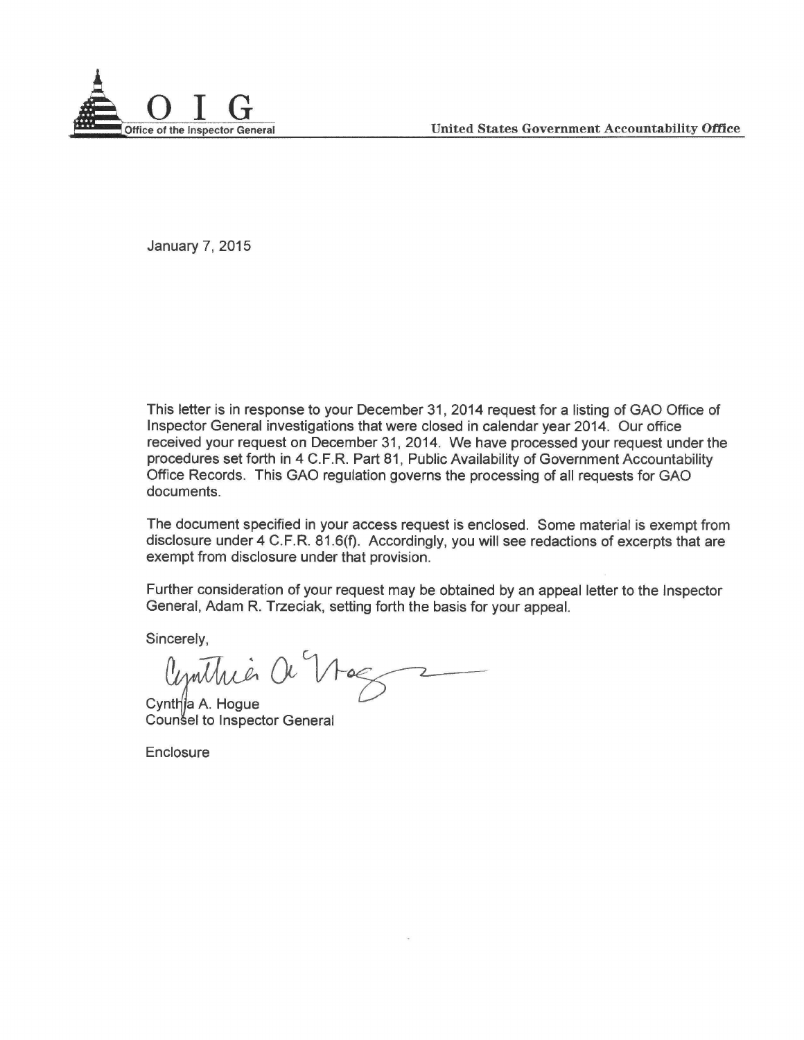**O I G**
Office of the Inspector General

**United States Government Accountability Office**

January 7, 2015

This letter is in response to your December 31, 2014 request for a listing of GAO Office of Inspector General investigations that were closed in calendar year 2014. Our office received your request on December 31, 2014. We have processed your request under the procedures set forth in 4 C.F.R. Part 81, Public Availability of Government Accountability Office Records. This GAO regulation governs the processing of all requests for GAO documents.

The document specified in your access request is enclosed. Some material is exempt from disclosure under 4 C.F.R. 81.6(f). Accordingly, you will see redactions of excerpts that are exempt from disclosure under that provision.

Further consideration of your request may be obtained by an appeal letter to the Inspector General, Adam R. Trzeciak, setting forth the basis for your appeal.

Sincerely,

Cynthia A. Hogue
Counsel to Inspector General

Enclosure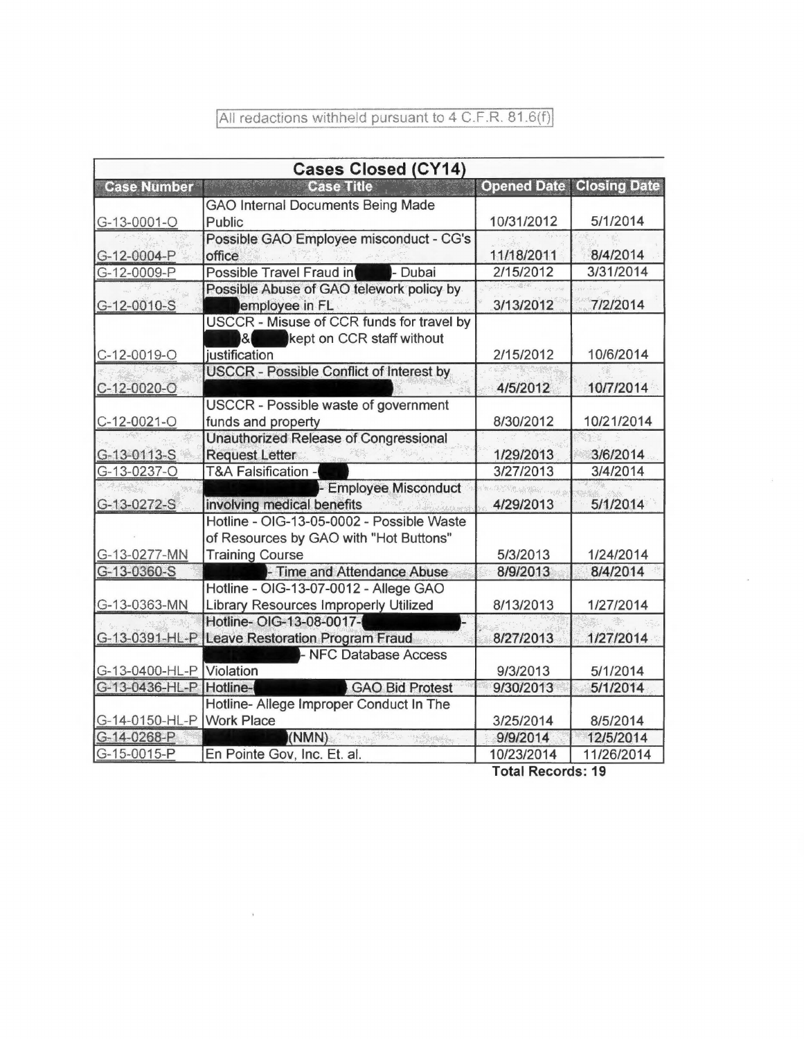All redactions withheld pursuant to 4 C.F.R. 81.6(f)

| Cases Closed (CY14) | | | |
| --- | --- | --- | --- |
| **Case Number** | **Case Title** | **Opened Date** | **Closing Date** |
| G-13-0001-O | GAO Internal Documents Being Made Public | 10/31/2012 | 5/1/2014 |
| G-12-0004-P | Possible GAO Employee misconduct - CG's office | 11/18/2011 | 8/4/2014 |
| G-12-0009-P | Possible Travel Fraud in [REDACTED] - Dubai | 2/15/2012 | 3/31/2014 |
| G-12-0010-S | Possible Abuse of GAO telework policy by [REDACTED] employee in FL | 3/13/2012 | 7/2/2014 |
| C-12-0019-O | USCCR - Misuse of CCR funds for travel by [REDACTED] & [REDACTED] kept on CCR staff without justification | 2/15/2012 | 10/6/2014 |
| C-12-0020-O | USCCR - Possible Conflict of Interest by [REDACTED] | 4/5/2012 | 10/7/2014 |
| C-12-0021-O | USCCR - Possible waste of government funds and property | 8/30/2012 | 10/21/2014 |
| G-13-0113-S | Unauthorized Release of Congressional Request Letter | 1/29/2013 | 3/6/2014 |
| G-13-0237-O | T&A Falsification - [REDACTED] | 3/27/2013 | 3/4/2014 |
| G-13-0272-S | [REDACTED] - Employee Misconduct involving medical benefits | 4/29/2013 | 5/1/2014 |
| G-13-0277-MN | Hotline - OIG-13-05-0002 - Possible Waste of Resources by GAO with "Hot Buttons" Training Course | 5/3/2013 | 1/24/2014 |
| G-13-0360-S | [REDACTED] - Time and Attendance Abuse | 8/9/2013 | 8/4/2014 |
| G-13-0363-MN | Hotline - OIG-13-07-0012 - Allege GAO Library Resources Improperly Utilized | 8/13/2013 | 1/27/2014 |
| G-13-0391-HL-P | Hotline- OIG-13-08-0017- [REDACTED] - Leave Restoration Program Fraud | 8/27/2013 | 1/27/2014 |
| G-13-0400-HL-P | [REDACTED] - NFC Database Access Violation | 9/3/2013 | 5/1/2014 |
| G-13-0436-HL-P | Hotline- [REDACTED] GAO Bid Protest | 9/30/2013 | 5/1/2014 |
| G-14-0150-HL-P | Hotline- Allege Improper Conduct In The Work Place | 3/25/2014 | 8/5/2014 |
| G-14-0268-P | [REDACTED] (NMN) | 9/9/2014 | 12/5/2014 |
| G-15-0015-P | En Pointe Gov, Inc. Et. al. | 10/23/2014 | 11/26/2014 |

**Total Records: 19**